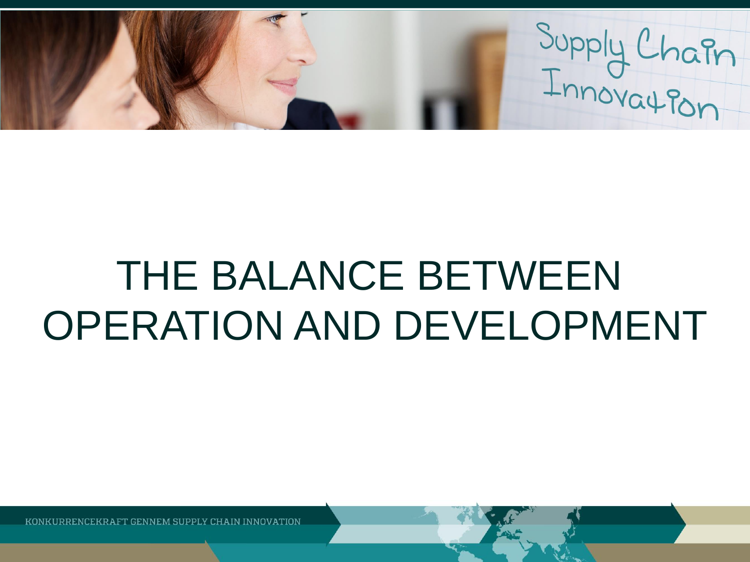# THE BALANCE BETWEEN OPERATION AND DEVELOPMENT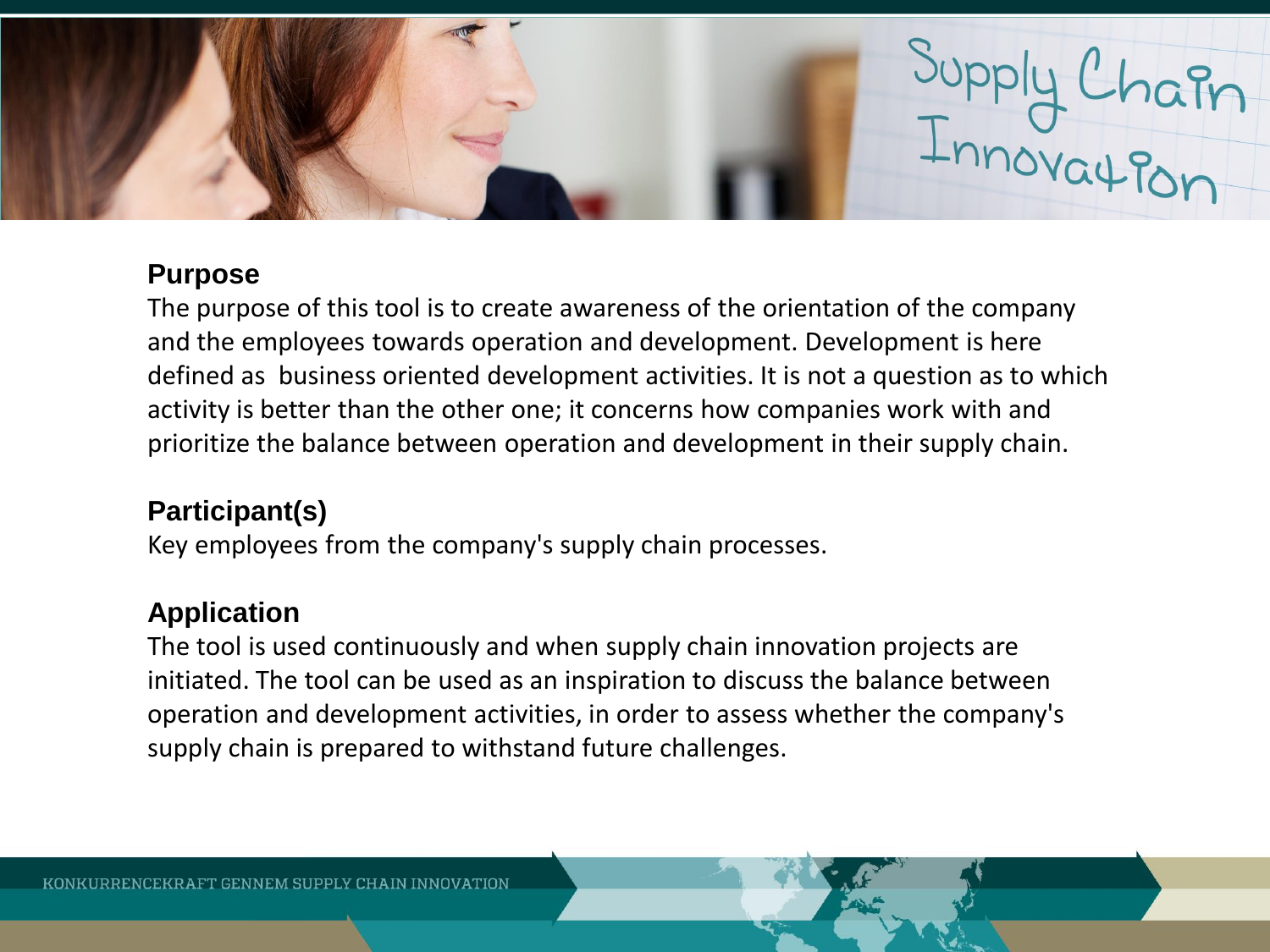## Purpose

The purpose of this tool is to create awareness of the orientation of the company and the employees towards operation and development. Development is here defined as business oriented development activities. It is not a question as to which activity is better than the other one; it concerns how companies work with and prioritize the balance between operation and development in their supply chain.

## Participant(s)

Key employees from the company's supply chain processes.

## Application

The tool is used continuously and when supply chain innovation projects are initiated. The tool can be used as an inspiration to discuss the balance between operation and development activities, in order to assess whether the company's supply chain is prepared to withstand future challenges.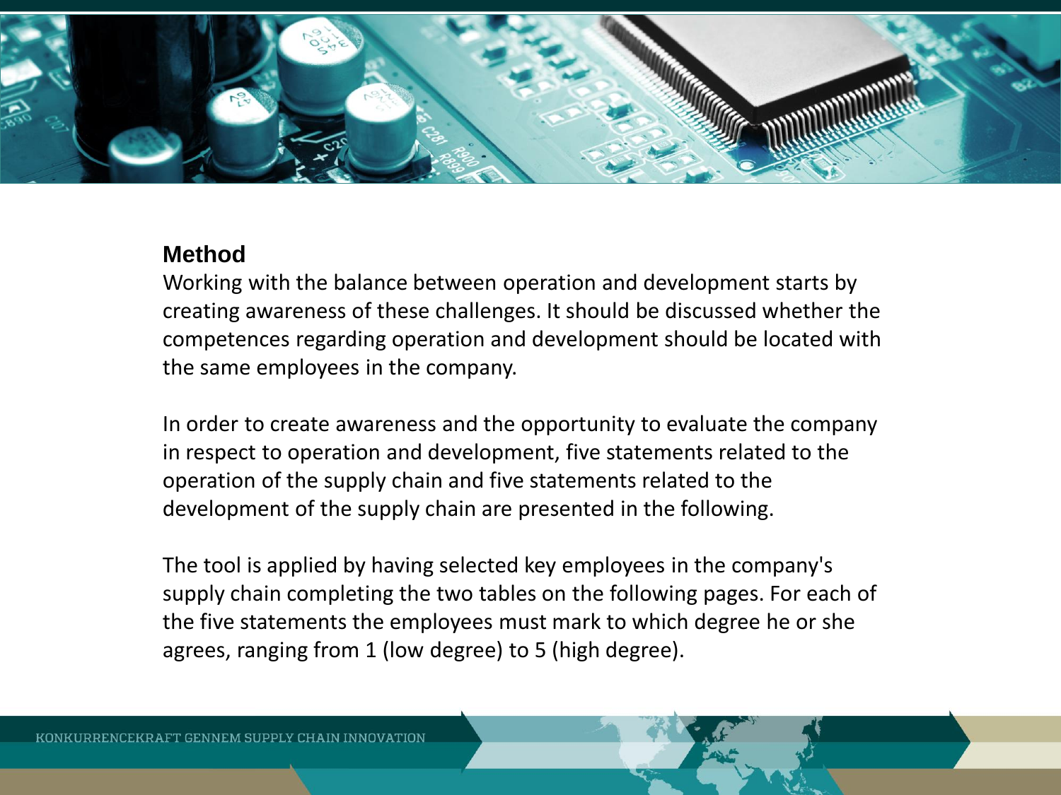## Method

Working with the balance between operation and development starts by creating awareness of these challenges. It should be discussed whether the competences regarding operation and development should be located with the same employees in the company.

In order to create awareness and the opportunity to evaluate the company in respect to operation and development, five statements related to the operation of the supply chain and five statements related to the development of the supply chain are presented in the following.

The tool is applied by having selected key employees in the company's supply chain completing the two tables on the following pages. For each of the five statements the employees must mark to which degree he or she agrees, ranging from 1 (low degree) to 5 (high degree).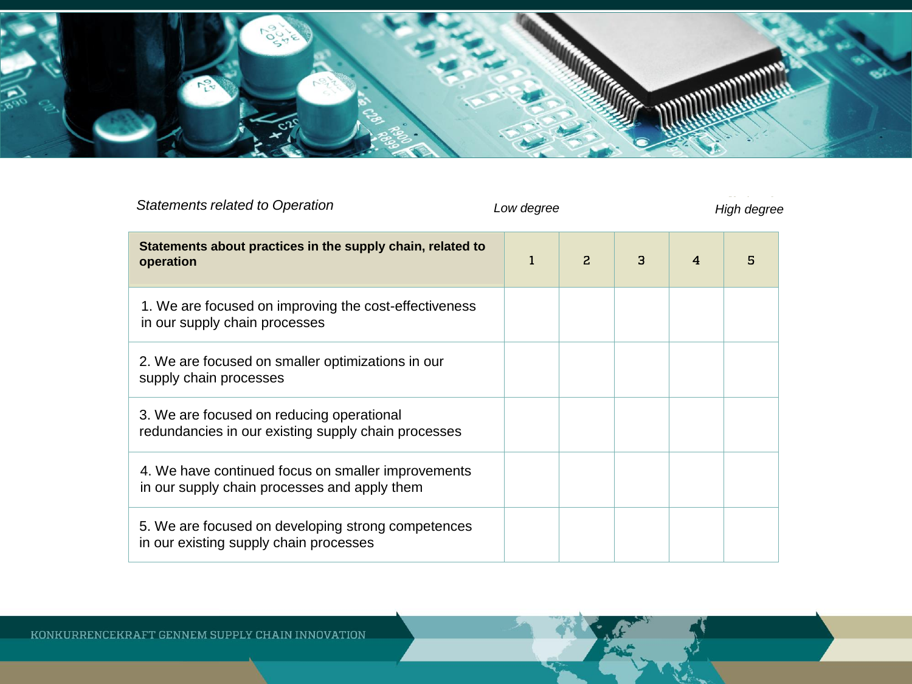*Statements related to Operation* *Low degree* *High degree*

| **Statements about practices in the supply chain, related to operation** | 1 | 2 | 3 | 4 | 5 |
| --- | --- | --- | --- | --- | --- |
| 1. We are focused on improving the cost-effectiveness in our supply chain processes | | | | | |
| 2. We are focused on smaller optimizations in our supply chain processes | | | | | |
| 3. We are focused on reducing operational redundancies in our existing supply chain processes | | | | | |
| 4. We have continued focus on smaller improvements in our supply chain processes and apply them | | | | | |
| 5. We are focused on developing strong competences in our existing supply chain processes | | | | | |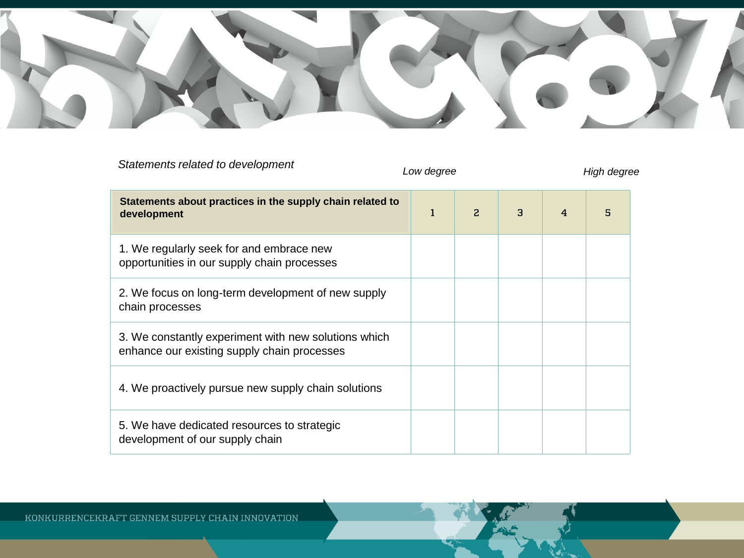*Statements related to development*

*Low degree* *High degree*

| Statements about practices in the supply chain related to development | 1 | 2 | 3 | 4 | 5 |
|---|---|---|---|---|---|
| 1. We regularly seek for and embrace new opportunities in our supply chain processes | | | | | |
| 2. We focus on long-term development of new supply chain processes | | | | | |
| 3. We constantly experiment with new solutions which enhance our existing supply chain processes | | | | | |
| 4. We proactively pursue new supply chain solutions | | | | | |
| 5. We have dedicated resources to strategic development of our supply chain | | | | | |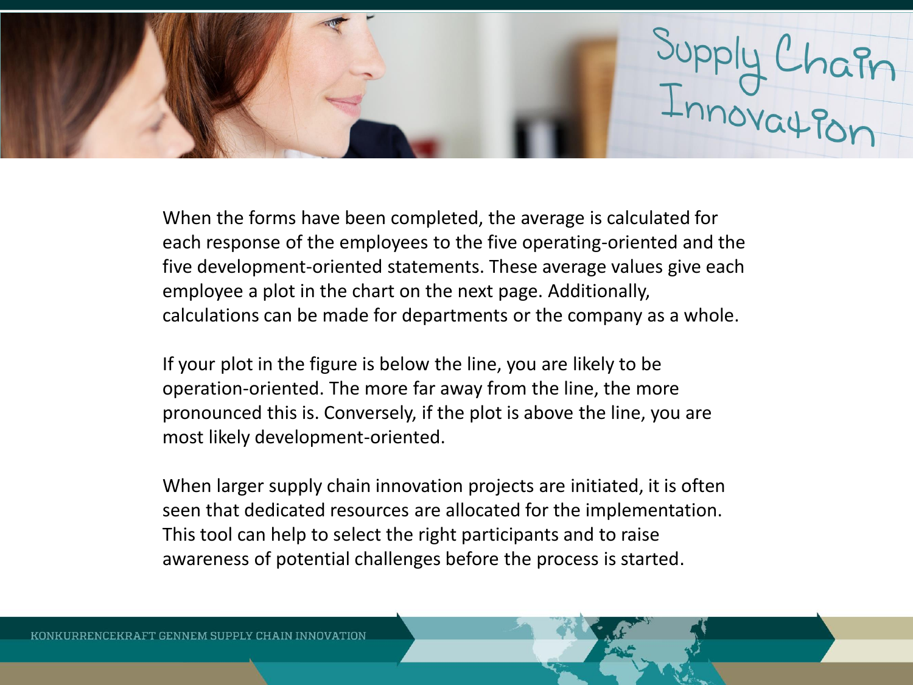When the forms have been completed, the average is calculated for each response of the employees to the five operating-oriented and the five development-oriented statements. These average values give each employee a plot in the chart on the next page. Additionally, calculations can be made for departments or the company as a whole.

If your plot in the figure is below the line, you are likely to be operation-oriented. The more far away from the line, the more pronounced this is. Conversely, if the plot is above the line, you are most likely development-oriented.

When larger supply chain innovation projects are initiated, it is often seen that dedicated resources are allocated for the implementation. This tool can help to select the right participants and to raise awareness of potential challenges before the process is started.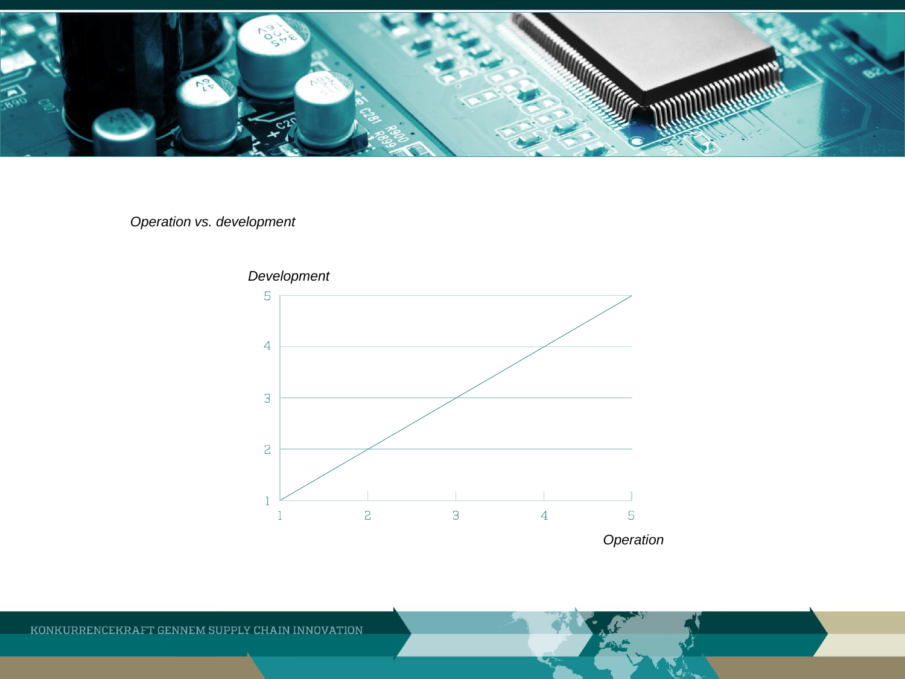*Operation vs. development*

*Development*

5

4

3

2

1

1 2 3 4 5

*Operation*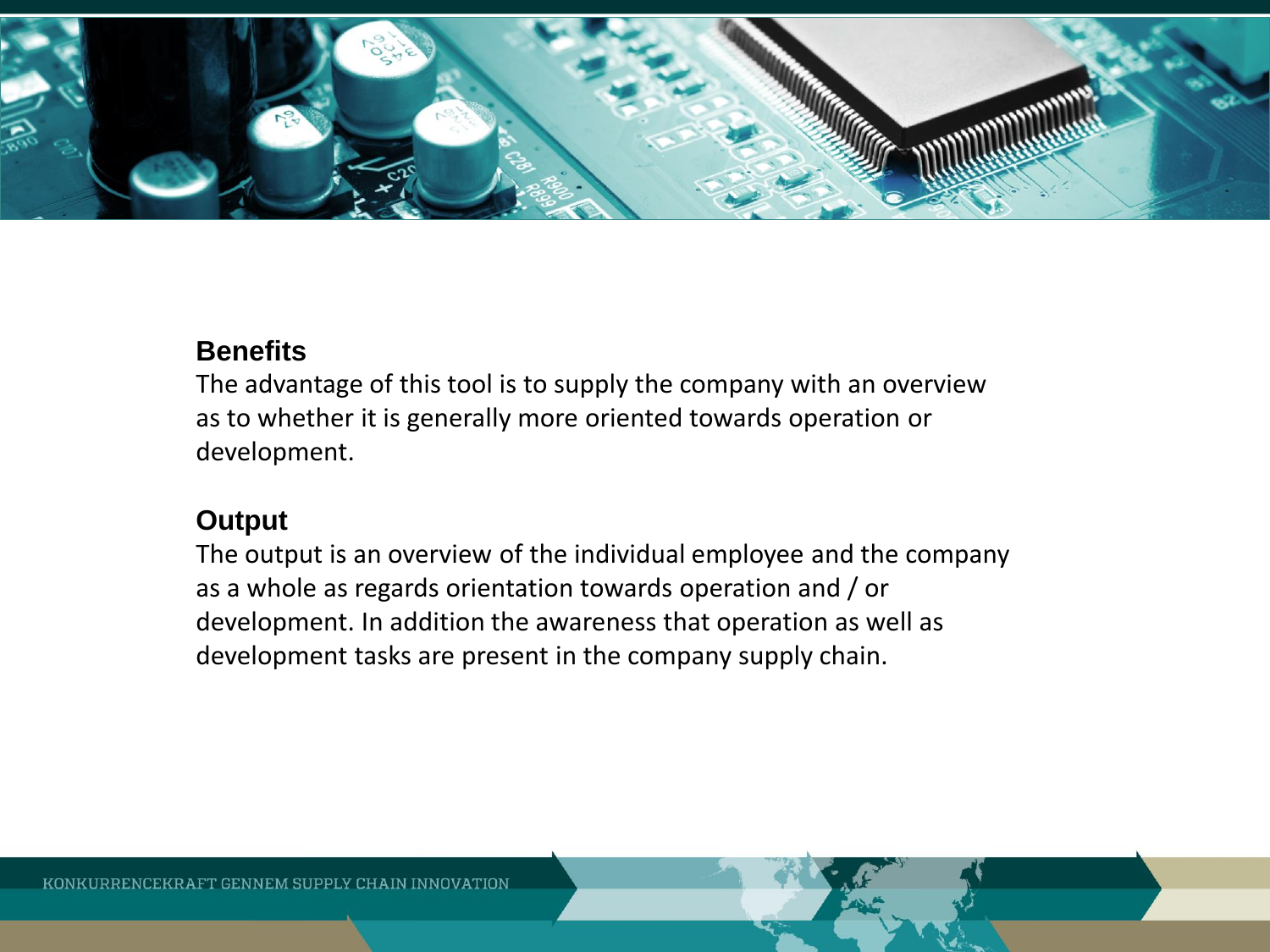## Benefits

The advantage of this tool is to supply the company with an overview as to whether it is generally more oriented towards operation or development.

## Output

The output is an overview of the individual employee and the company as a whole as regards orientation towards operation and / or development. In addition the awareness that operation as well as development tasks are present in the company supply chain.